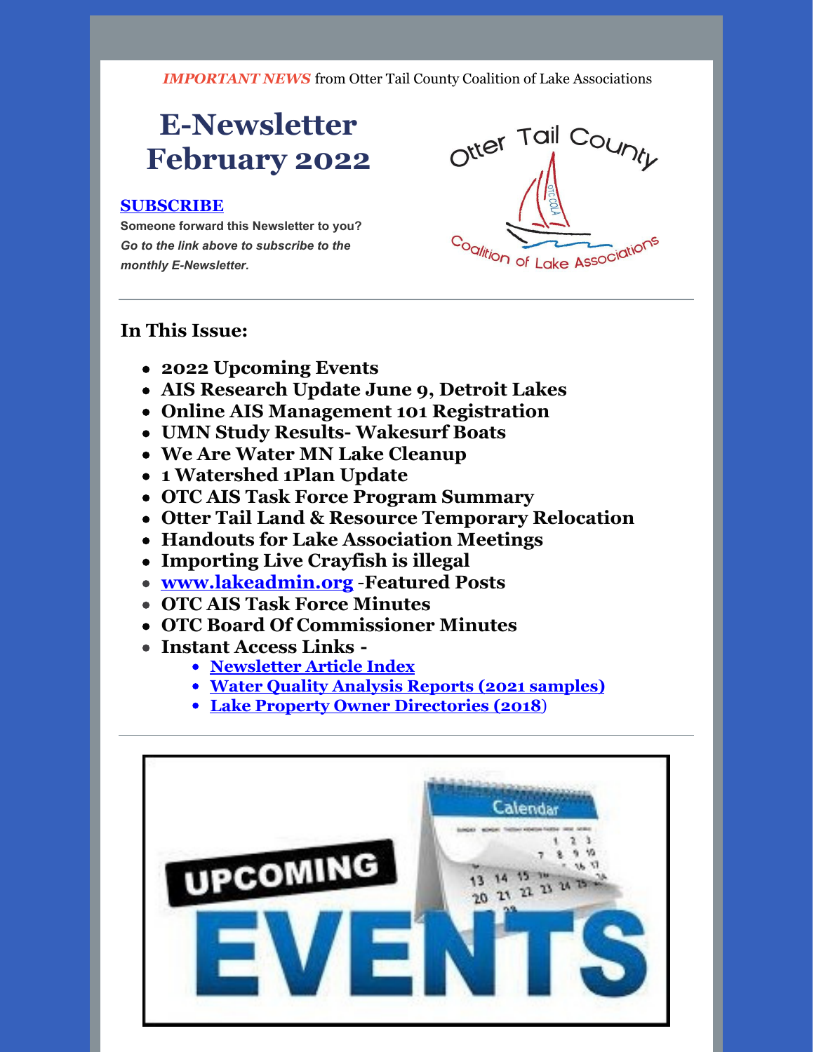***IMPORTANT NEWS*** from Otter Tail County Coalition of Lake Associations

# E-Newsletter February 2022

**SUBSCRIBE**

**Someone forward this Newsletter to you?**
***Go to the link above to subscribe to the monthly E-Newsletter.***

## In This Issue:

- **2022 Upcoming Events**
- **AIS Research Update June 9, Detroit Lakes**
- **Online AIS Management 101 Registration**
- **UMN Study Results- Wakesurf Boats**
- **We Are Water MN Lake Cleanup**
- **1 Watershed 1Plan Update**
- **OTC AIS Task Force Program Summary**
- **Otter Tail Land & Resource Temporary Relocation**
- **Handouts for Lake Association Meetings**
- **Importing Live Crayfish is illegal**
- **www.lakeadmin.org -Featured Posts**
- **OTC AIS Task Force Minutes**
- **OTC Board Of Commissioner Minutes**
- **Instant Access Links -**
  - **Newsletter Article Index**
  - **Water Quality Analysis Reports (2021 samples)**
  - **Lake Property Owner Directories (2018)**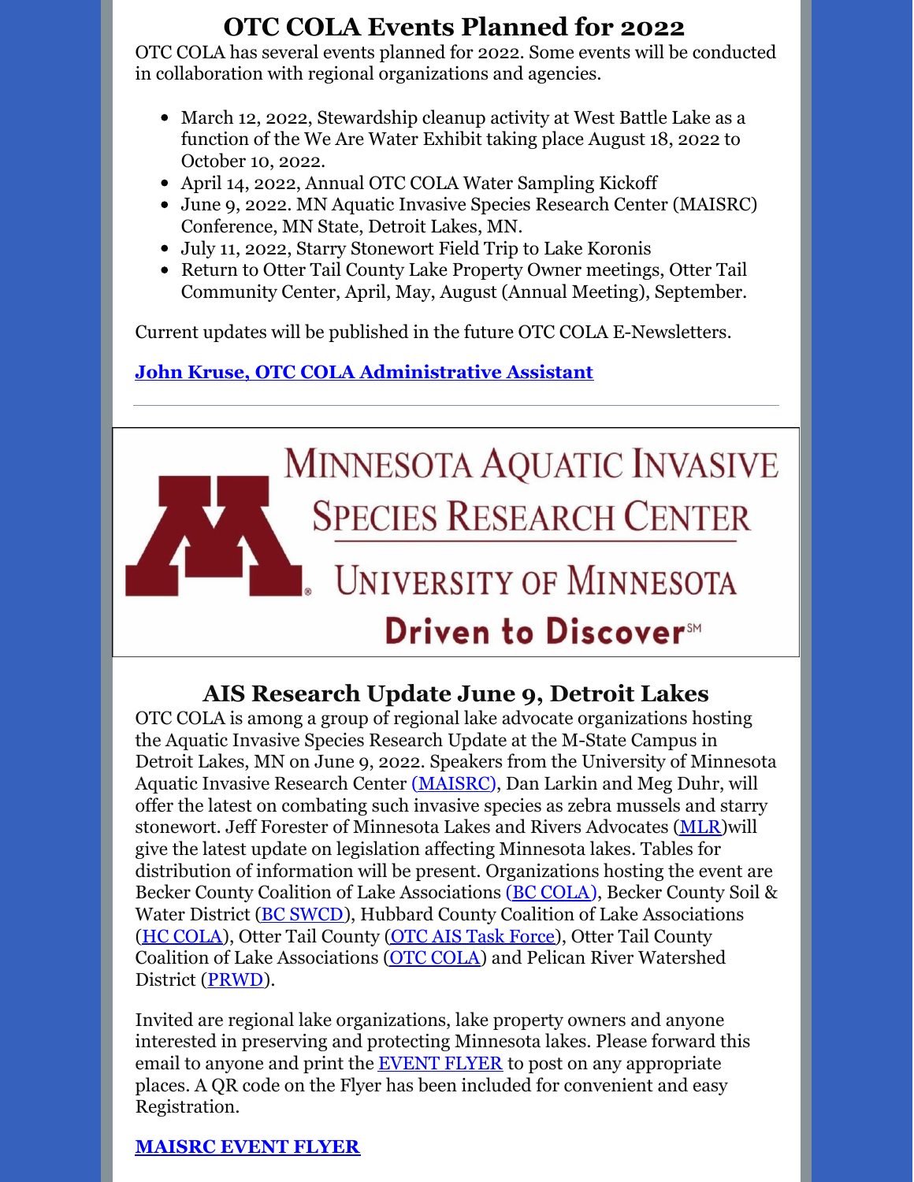# OTC COLA Events Planned for 2022

OTC COLA has several events planned for 2022. Some events will be conducted in collaboration with regional organizations and agencies.

- March 12, 2022, Stewardship cleanup activity at West Battle Lake as a function of the We Are Water Exhibit taking place August 18, 2022 to October 10, 2022.
- April 14, 2022, Annual OTC COLA Water Sampling Kickoff
- June 9, 2022. MN Aquatic Invasive Species Research Center (MAISRC) Conference, MN State, Detroit Lakes, MN.
- July 11, 2022, Starry Stonewort Field Trip to Lake Koronis
- Return to Otter Tail County Lake Property Owner meetings, Otter Tail Community Center, April, May, August (Annual Meeting), September.

Current updates will be published in the future OTC COLA E-Newsletters.

**John Kruse, OTC COLA Administrative Assistant**

---

MINNESOTA AQUATIC INVASIVE SPECIES RESEARCH CENTER

UNIVERSITY OF MINNESOTA

Driven to Discover℠

## AIS Research Update June 9, Detroit Lakes

OTC COLA is among a group of regional lake advocate organizations hosting the Aquatic Invasive Species Research Update at the M-State Campus in Detroit Lakes, MN on June 9, 2022. Speakers from the University of Minnesota Aquatic Invasive Research Center (MAISRC), Dan Larkin and Meg Duhr, will offer the latest on combating such invasive species as zebra mussels and starry stonewort. Jeff Forester of Minnesota Lakes and Rivers Advocates (MLR)will give the latest update on legislation affecting Minnesota lakes. Tables for distribution of information will be present. Organizations hosting the event are Becker County Coalition of Lake Associations (BC COLA), Becker County Soil & Water District (BC SWCD), Hubbard County Coalition of Lake Associations (HC COLA), Otter Tail County (OTC AIS Task Force), Otter Tail County Coalition of Lake Associations (OTC COLA) and Pelican River Watershed District (PRWD).

Invited are regional lake organizations, lake property owners and anyone interested in preserving and protecting Minnesota lakes. Please forward this email to anyone and print the EVENT FLYER to post on any appropriate places. A QR code on the Flyer has been included for convenient and easy Registration.

**MAISRC EVENT FLYER**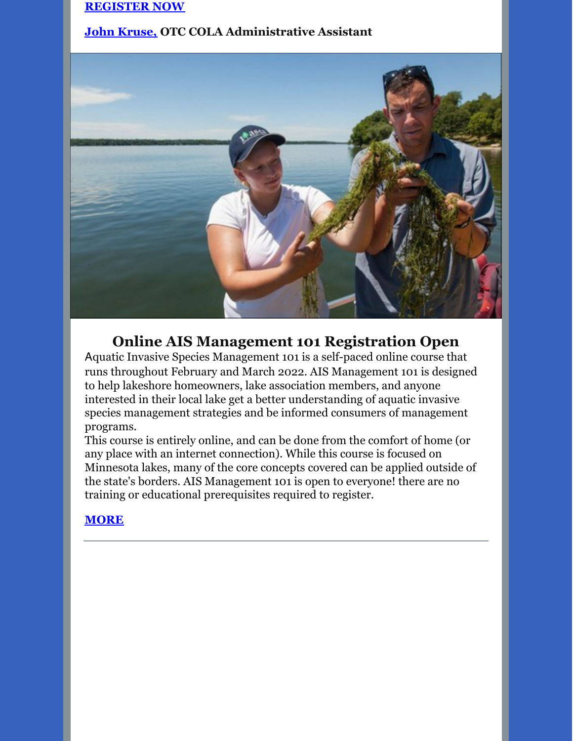**REGISTER NOW**

**John Kruse, OTC COLA Administrative Assistant**

## Online AIS Management 101 Registration Open

Aquatic Invasive Species Management 101 is a self-paced online course that runs throughout February and March 2022. AIS Management 101 is designed to help lakeshore homeowners, lake association members, and anyone interested in their local lake get a better understanding of aquatic invasive species management strategies and be informed consumers of management programs.

This course is entirely online, and can be done from the comfort of home (or any place with an internet connection). While this course is focused on Minnesota lakes, many of the core concepts covered can be applied outside of the state's borders. AIS Management 101 is open to everyone! there are no training or educational prerequisites required to register.

**MORE**

---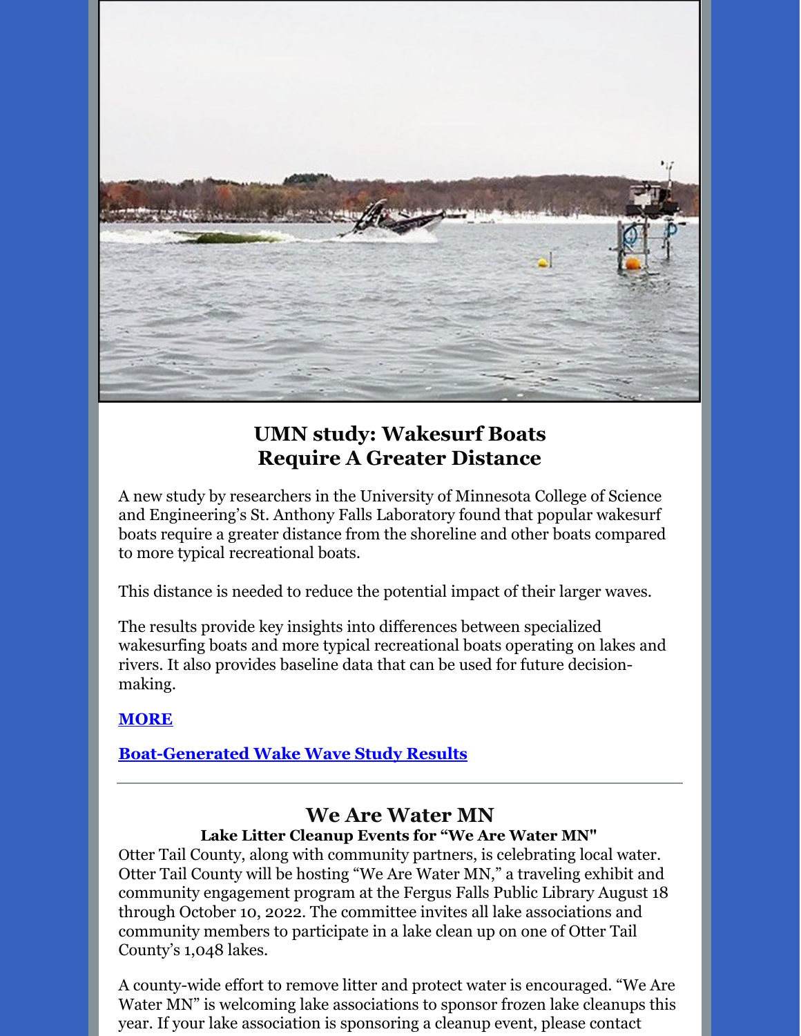## UMN study: Wakesurf Boats Require A Greater Distance

A new study by researchers in the University of Minnesota College of Science and Engineering's St. Anthony Falls Laboratory found that popular wakesurf boats require a greater distance from the shoreline and other boats compared to more typical recreational boats.

This distance is needed to reduce the potential impact of their larger waves.

The results provide key insights into differences between specialized wakesurfing boats and more typical recreational boats operating on lakes and rivers. It also provides baseline data that can be used for future decision-making.

**MORE**

**Boat-Generated Wake Wave Study Results**

---

## We Are Water MN

**Lake Litter Cleanup Events for "We Are Water MN"**

Otter Tail County, along with community partners, is celebrating local water. Otter Tail County will be hosting "We Are Water MN," a traveling exhibit and community engagement program at the Fergus Falls Public Library August 18 through October 10, 2022. The committee invites all lake associations and community members to participate in a lake clean up on one of Otter Tail County's 1,048 lakes.

A county-wide effort to remove litter and protect water is encouraged. "We Are Water MN" is welcoming lake associations to sponsor frozen lake cleanups this year. If your lake association is sponsoring a cleanup event, please contact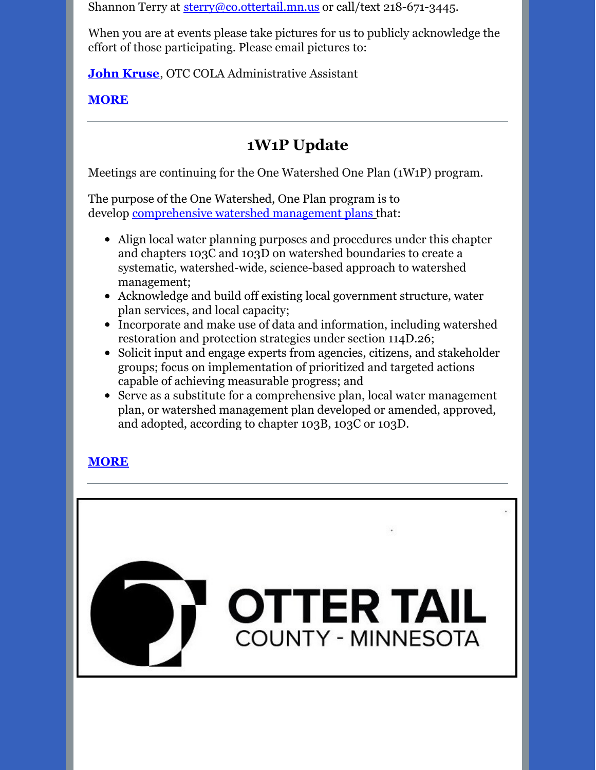Shannon Terry at sterry@co.ottertail.mn.us or call/text 218-671-3445.

When you are at events please take pictures for us to publicly acknowledge the effort of those participating. Please email pictures to:

**John Kruse**, OTC COLA Administrative Assistant

**MORE**

---

## 1W1P Update

Meetings are continuing for the One Watershed One Plan (1W1P) program.

The purpose of the One Watershed, One Plan program is to develop comprehensive watershed management plans that:

- Align local water planning purposes and procedures under this chapter and chapters 103C and 103D on watershed boundaries to create a systematic, watershed-wide, science-based approach to watershed management;
- Acknowledge and build off existing local government structure, water plan services, and local capacity;
- Incorporate and make use of data and information, including watershed restoration and protection strategies under section 114D.26;
- Solicit input and engage experts from agencies, citizens, and stakeholder groups; focus on implementation of prioritized and targeted actions capable of achieving measurable progress; and
- Serve as a substitute for a comprehensive plan, local water management plan, or watershed management plan developed or amended, approved, and adopted, according to chapter 103B, 103C or 103D.

**MORE**

---

OTTER TAIL COUNTY - MINNESOTA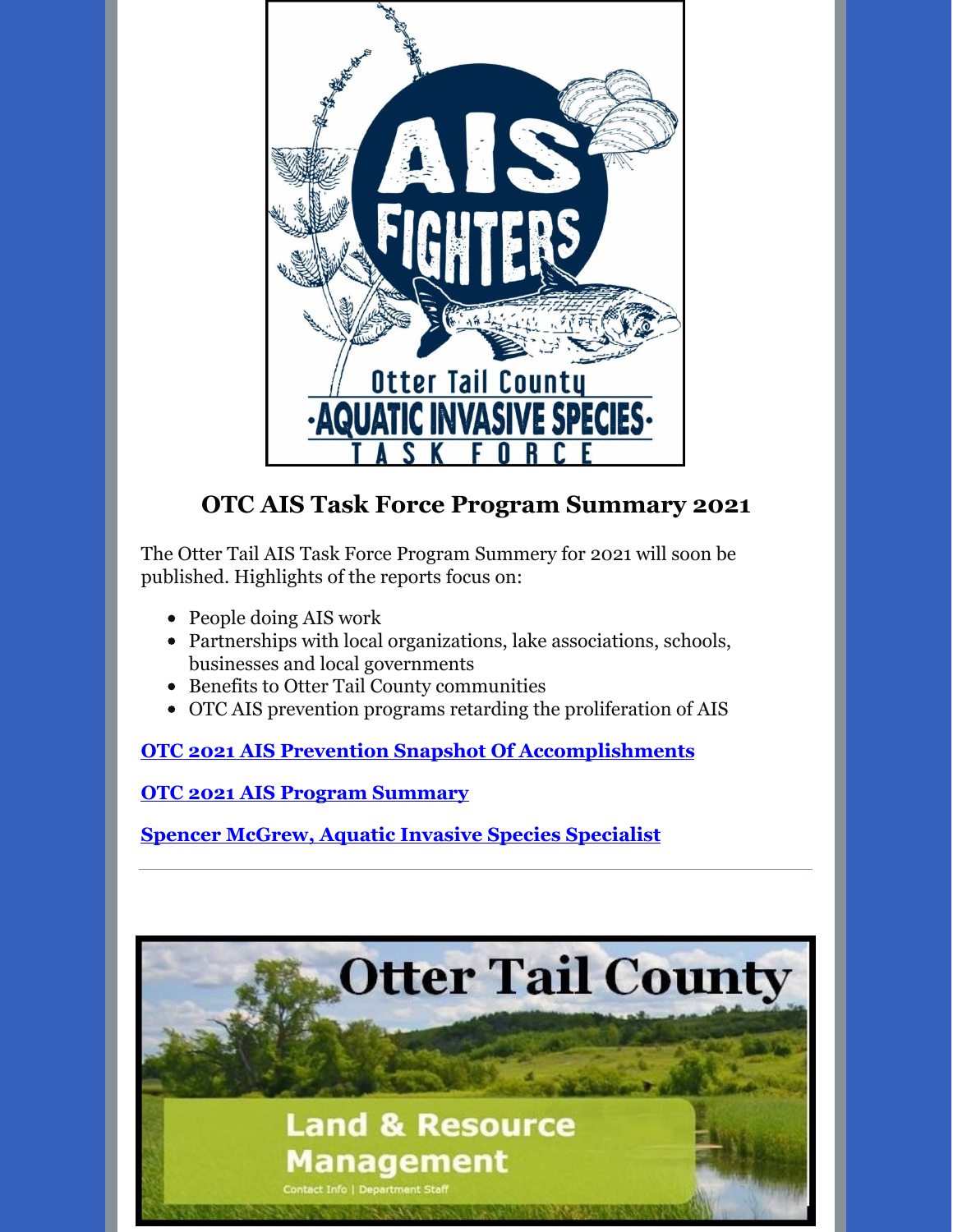## OTC AIS Task Force Program Summary 2021

The Otter Tail AIS Task Force Program Summery for 2021 will soon be published. Highlights of the reports focus on:

- People doing AIS work
- Partnerships with local organizations, lake associations, schools, businesses and local governments
- Benefits to Otter Tail County communities
- OTC AIS prevention programs retarding the proliferation of AIS

**OTC 2021 AIS Prevention Snapshot Of Accomplishments**

**OTC 2021 AIS Program Summary**

**Spencer McGrew, Aquatic Invasive Species Specialist**

---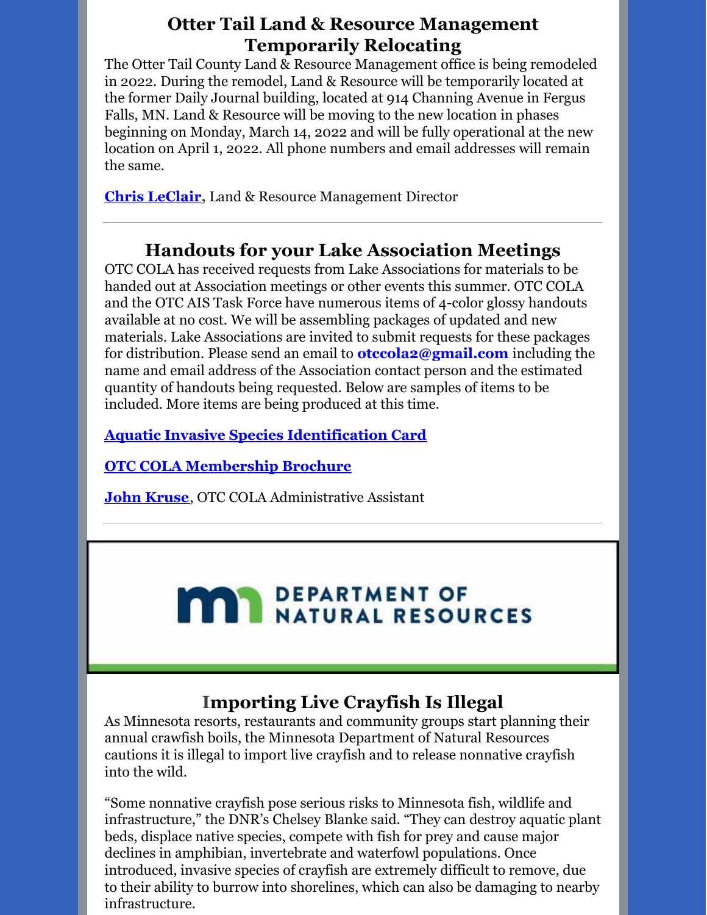## Otter Tail Land & Resource Management Temporarily Relocating

The Otter Tail County Land & Resource Management office is being remodeled in 2022. During the remodel, Land & Resource will be temporarily located at the former Daily Journal building, located at 914 Channing Avenue in Fergus Falls, MN. Land & Resource will be moving to the new location in phases beginning on Monday, March 14, 2022 and will be fully operational at the new location on April 1, 2022. All phone numbers and email addresses will remain the same.

**Chris LeClair**, Land & Resource Management Director

---

## Handouts for your Lake Association Meetings

OTC COLA has received requests from Lake Associations for materials to be handed out at Association meetings or other events this summer. OTC COLA and the OTC AIS Task Force have numerous items of 4-color glossy handouts available at no cost. We will be assembling packages of updated and new materials. Lake Associations are invited to submit requests for these packages for distribution. Please send an email to **otccola2@gmail.com** including the name and email address of the Association contact person and the estimated quantity of handouts being requested. Below are samples of items to be included. More items are being produced at this time.

**Aquatic Invasive Species Identification Card**

**OTC COLA Membership Brochure**

**John Kruse**, OTC COLA Administrative Assistant

---

DEPARTMENT OF NATURAL RESOURCES

## Importing Live Crayfish Is Illegal

As Minnesota resorts, restaurants and community groups start planning their annual crawfish boils, the Minnesota Department of Natural Resources cautions it is illegal to import live crayfish and to release nonnative crayfish into the wild.

"Some nonnative crayfish pose serious risks to Minnesota fish, wildlife and infrastructure," the DNR's Chelsey Blanke said. "They can destroy aquatic plant beds, displace native species, compete with fish for prey and cause major declines in amphibian, invertebrate and waterfowl populations. Once introduced, invasive species of crayfish are extremely difficult to remove, due to their ability to burrow into shorelines, which can also be damaging to nearby infrastructure.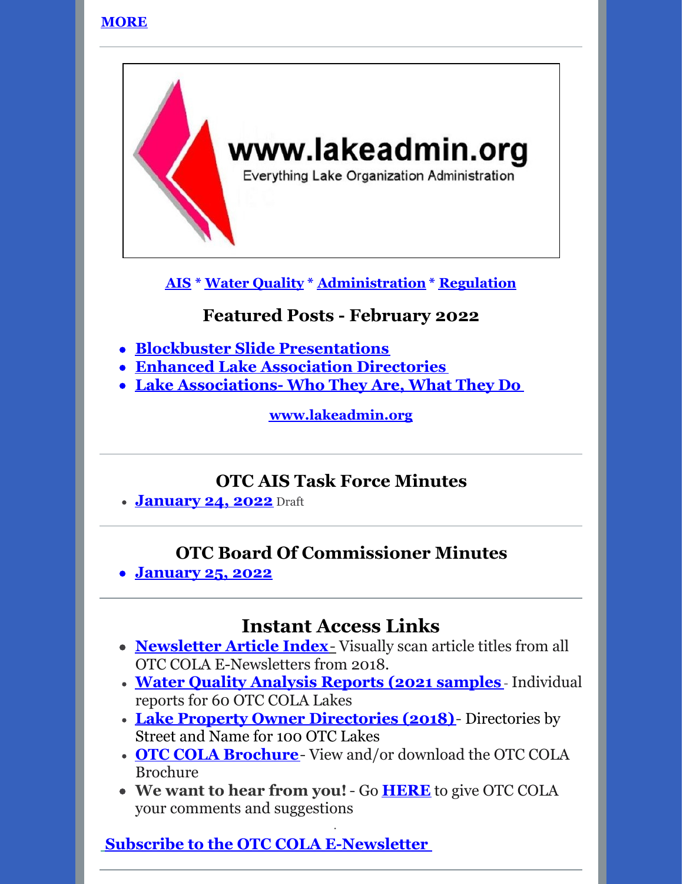**MORE**

---

www.lakeadmin.org

Everything Lake Organization Administration

**AIS** * **Water Quality** * **Administration** * **Regulation**

### Featured Posts - February 2022

- **Blockbuster Slide Presentations**
- **Enhanced Lake Association Directories**
- **Lake Associations- Who They Are, What They Do**

**www.lakeadmin.org**

---

### OTC AIS Task Force Minutes

- **January 24, 2022** Draft

---

### OTC Board Of Commissioner Minutes

- **January 25, 2022**

---

## Instant Access Links

- **Newsletter Article Index** - Visually scan article titles from all OTC COLA E-Newsletters from 2018.
- **Water Quality Analysis Reports (2021 samples** - Individual reports for 60 OTC COLA Lakes
- **Lake Property Owner Directories (2018)** - Directories by Street and Name for 100 OTC Lakes
- **OTC COLA Brochure** - View and/or download the OTC COLA Brochure
- **We want to hear from you!** - Go **HERE** to give OTC COLA your comments and suggestions

**Subscribe to the OTC COLA E-Newsletter**

---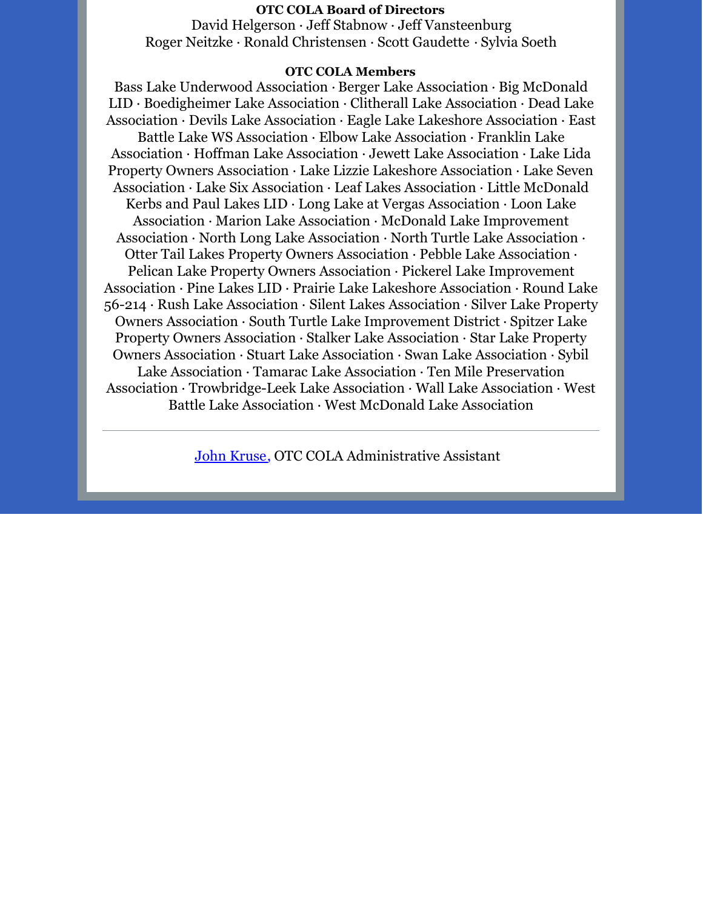**OTC COLA Board of Directors**

David Helgerson · Jeff Stabnow · Jeff Vansteenburg
Roger Neitzke · Ronald Christensen · Scott Gaudette · Sylvia Soeth

**OTC COLA Members**

Bass Lake Underwood Association · Berger Lake Association · Big McDonald LID · Boedigheimer Lake Association · Clitherall Lake Association · Dead Lake Association · Devils Lake Association · Eagle Lake Lakeshore Association · East Battle Lake WS Association · Elbow Lake Association · Franklin Lake Association · Hoffman Lake Association · Jewett Lake Association · Lake Lida Property Owners Association · Lake Lizzie Lakeshore Association · Lake Seven Association · Lake Six Association · Leaf Lakes Association · Little McDonald Kerbs and Paul Lakes LID · Long Lake at Vergas Association · Loon Lake Association · Marion Lake Association · McDonald Lake Improvement Association · North Long Lake Association · North Turtle Lake Association · Otter Tail Lakes Property Owners Association · Pebble Lake Association · Pelican Lake Property Owners Association · Pickerel Lake Improvement Association · Pine Lakes LID · Prairie Lake Lakeshore Association · Round Lake 56-214 · Rush Lake Association · Silent Lakes Association · Silver Lake Property Owners Association · South Turtle Lake Improvement District · Spitzer Lake Property Owners Association · Stalker Lake Association · Star Lake Property Owners Association · Stuart Lake Association · Swan Lake Association · Sybil Lake Association · Tamarac Lake Association · Ten Mile Preservation Association · Trowbridge-Leek Lake Association · Wall Lake Association · West Battle Lake Association · West McDonald Lake Association

---

John Kruse, OTC COLA Administrative Assistant